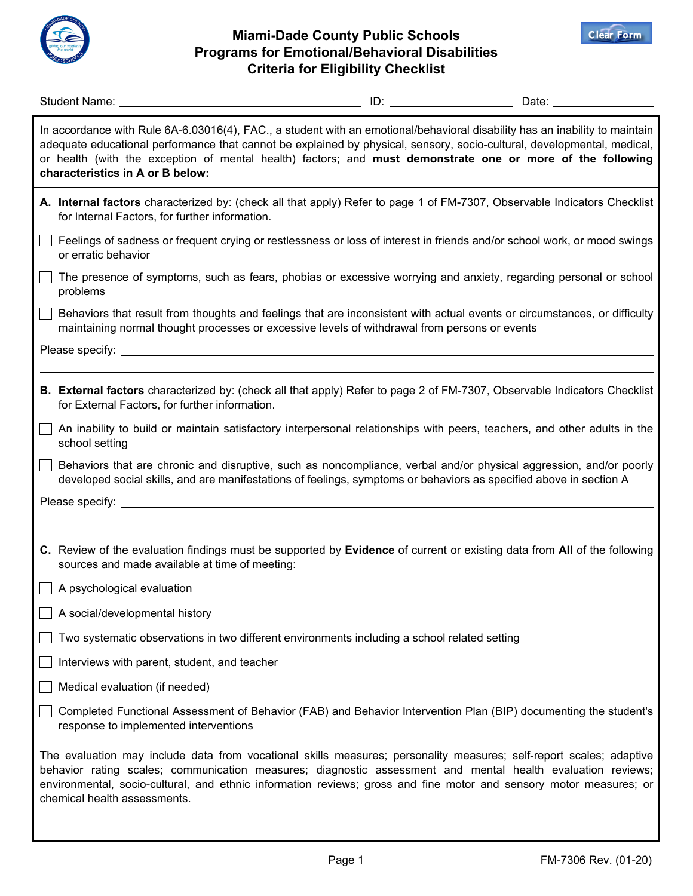# Miami-Dade County Public Schools
## Programs for Emotional/Behavioral Disabilities
## Criteria for Eligibility Checklist

Student Name: ______________________ ID: ______________ Date: ____________

In accordance with Rule 6A-6.03016(4), FAC., a student with an emotional/behavioral disability has an inability to maintain adequate educational performance that cannot be explained by physical, sensory, socio-cultural, developmental, medical, or health (with the exception of mental health) factors; and **must demonstrate one or more of the following characteristics in A or B below:**

**A. Internal factors** characterized by: (check all that apply) Refer to page 1 of FM-7307, Observable Indicators Checklist for Internal Factors, for further information.

- [ ] Feelings of sadness or frequent crying or restlessness or loss of interest in friends and/or school work, or mood swings or erratic behavior
- [ ] The presence of symptoms, such as fears, phobias or excessive worrying and anxiety, regarding personal or school problems
- [ ] Behaviors that result from thoughts and feelings that are inconsistent with actual events or circumstances, or difficulty maintaining normal thought processes or excessive levels of withdrawal from persons or events

Please specify: ______________________________________________

**B. External factors** characterized by: (check all that apply) Refer to page 2 of FM-7307, Observable Indicators Checklist for External Factors, for further information.

- [ ] An inability to build or maintain satisfactory interpersonal relationships with peers, teachers, and other adults in the school setting
- [ ] Behaviors that are chronic and disruptive, such as noncompliance, verbal and/or physical aggression, and/or poorly developed social skills, and are manifestations of feelings, symptoms or behaviors as specified above in section A

Please specify: ______________________________________________

**C.** Review of the evaluation findings must be supported by **Evidence** of current or existing data from **All** of the following sources and made available at time of meeting:

- [ ] A psychological evaluation
- [ ] A social/developmental history
- [ ] Two systematic observations in two different environments including a school related setting
- [ ] Interviews with parent, student, and teacher
- [ ] Medical evaluation (if needed)
- [ ] Completed Functional Assessment of Behavior (FAB) and Behavior Intervention Plan (BIP) documenting the student's response to implemented interventions

The evaluation may include data from vocational skills measures; personality measures; self-report scales; adaptive behavior rating scales; communication measures; diagnostic assessment and mental health evaluation reviews; environmental, socio-cultural, and ethnic information reviews; gross and fine motor and sensory motor measures; or chemical health assessments.

FM-7306 Rev. (01-20)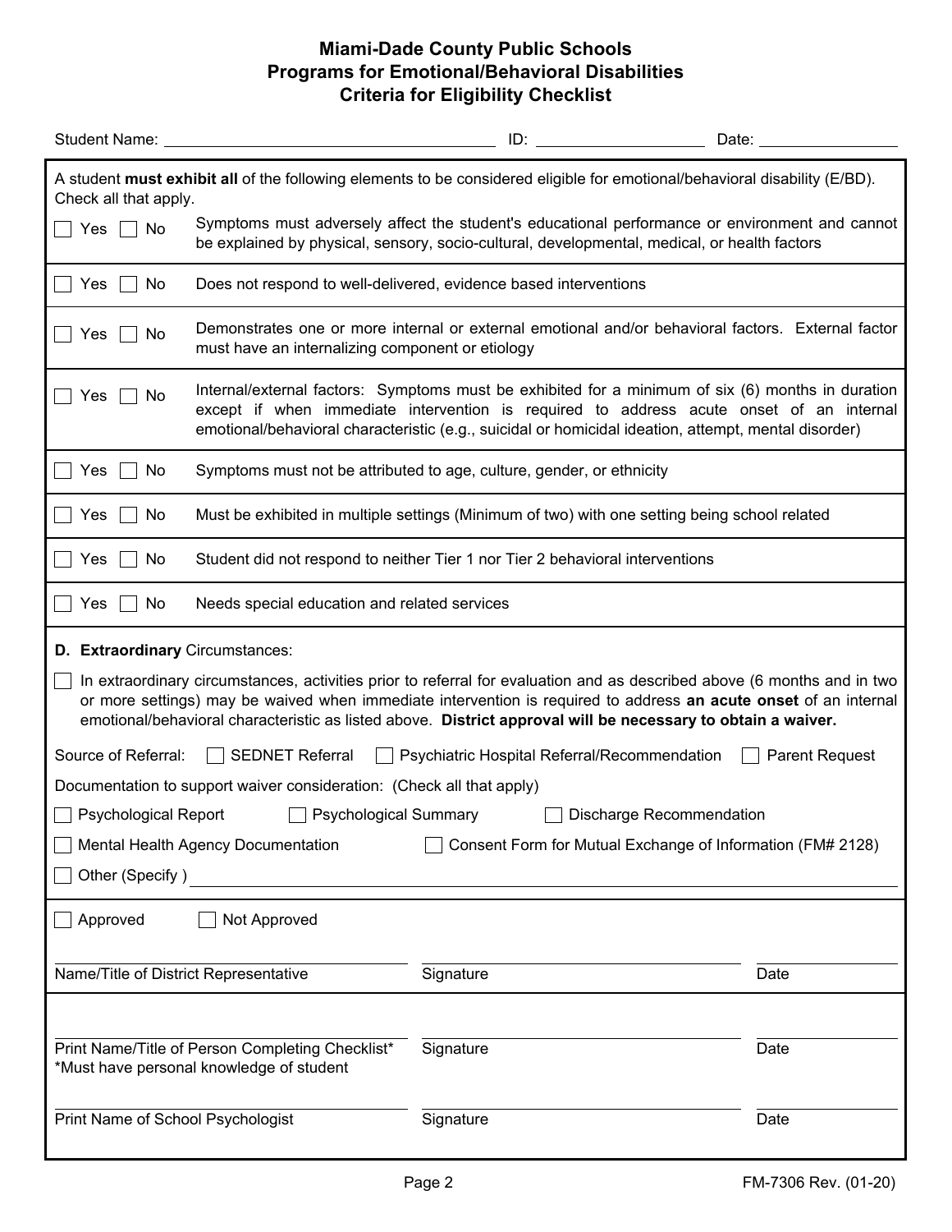# Miami-Dade County Public Schools
## Programs for Emotional/Behavioral Disabilities
## Criteria for Eligibility Checklist

Student Name: ______________________ ID: ______________ Date: ____________

A student **must exhibit all** of the following elements to be considered eligible for emotional/behavioral disability (E/BD). Check all that apply.

☐ Yes ☐ No — Symptoms must adversely affect the student's educational performance or environment and cannot be explained by physical, sensory, socio-cultural, developmental, medical, or health factors

☐ Yes ☐ No — Does not respond to well-delivered, evidence based interventions

☐ Yes ☐ No — Demonstrates one or more internal or external emotional and/or behavioral factors. External factor must have an internalizing component or etiology

☐ Yes ☐ No — Internal/external factors: Symptoms must be exhibited for a minimum of six (6) months in duration except if when immediate intervention is required to address acute onset of an internal emotional/behavioral characteristic (e.g., suicidal or homicidal ideation, attempt, mental disorder)

☐ Yes ☐ No — Symptoms must not be attributed to age, culture, gender, or ethnicity

☐ Yes ☐ No — Must be exhibited in multiple settings (Minimum of two) with one setting being school related

☐ Yes ☐ No — Student did not respond to neither Tier 1 nor Tier 2 behavioral interventions

☐ Yes ☐ No — Needs special education and related services

**D. Extraordinary** Circumstances:

☐ In extraordinary circumstances, activities prior to referral for evaluation and as described above (6 months and in two or more settings) may be waived when immediate intervention is required to address **an acute onset** of an internal emotional/behavioral characteristic as listed above. **District approval will be necessary to obtain a waiver.**

Source of Referral: ☐ SEDNET Referral ☐ Psychiatric Hospital Referral/Recommendation ☐ Parent Request

Documentation to support waiver consideration: (Check all that apply)

☐ Psychological Report ☐ Psychological Summary ☐ Discharge Recommendation

☐ Mental Health Agency Documentation ☐ Consent Form for Mutual Exchange of Information (FM# 2128)

☐ Other (Specify ) ____________________________________________

☐ Approved ☐ Not Approved

| | | |
|---|---|---|
| Name/Title of District Representative | Signature | Date |
| Print Name/Title of Person Completing Checklist*<br>*Must have personal knowledge of student | Signature | Date |
| Print Name of School Psychologist | Signature | Date |

FM-7306 Rev. (01-20)